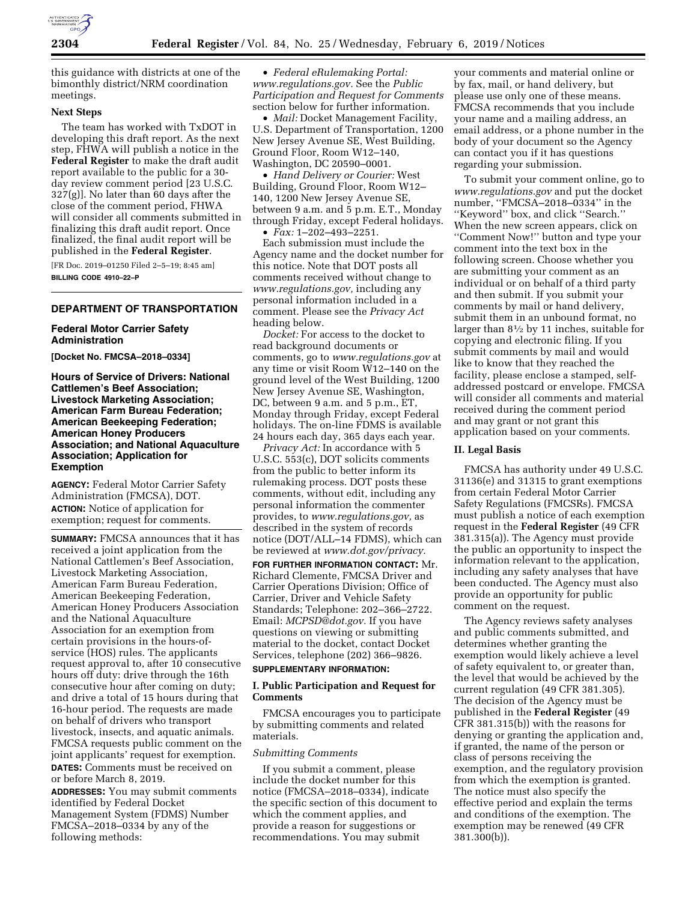this guidance with districts at one of the bimonthly district/NRM coordination meetings.

**Next Steps**

The team has worked with TxDOT in developing this draft report. As the next step, FHWA will publish a notice in the **Federal Register** to make the draft audit report available to the public for a 30-day review comment period [23 U.S.C. 327(g)]. No later than 60 days after the close of the comment period, FHWA will consider all comments submitted in finalizing this draft audit report. Once finalized, the final audit report will be published in the **Federal Register**.

[FR Doc. 2019–01250 Filed 2–5–19; 8:45 am]

**BILLING CODE 4910–22–P**

---

## DEPARTMENT OF TRANSPORTATION

### Federal Motor Carrier Safety Administration

**[Docket No. FMCSA–2018–0334]**

### Hours of Service of Drivers: National Cattlemen's Beef Association; Livestock Marketing Association; American Farm Bureau Federation; American Beekeeping Federation; American Honey Producers Association; and National Aquaculture Association; Application for Exemption

**AGENCY:** Federal Motor Carrier Safety Administration (FMCSA), DOT.

**ACTION:** Notice of application for exemption; request for comments.

**SUMMARY:** FMCSA announces that it has received a joint application from the National Cattlemen's Beef Association, Livestock Marketing Association, American Farm Bureau Federation, American Beekeeping Federation, American Honey Producers Association and the National Aquaculture Association for an exemption from certain provisions in the hours-of-service (HOS) rules. The applicants request approval to, after 10 consecutive hours off duty: drive through the 16th consecutive hour after coming on duty; and drive a total of 15 hours during that 16-hour period. The requests are made on behalf of drivers who transport livestock, insects, and aquatic animals. FMCSA requests public comment on the joint applicants' request for exemption.

**DATES:** Comments must be received on or before March 8, 2019.

**ADDRESSES:** You may submit comments identified by Federal Docket Management System (FDMS) Number FMCSA–2018–0334 by any of the following methods:

- *Federal eRulemaking Portal: www.regulations.gov.* See the *Public Participation and Request for Comments* section below for further information.
- *Mail:* Docket Management Facility, U.S. Department of Transportation, 1200 New Jersey Avenue SE, West Building, Ground Floor, Room W12–140, Washington, DC 20590–0001.
- *Hand Delivery or Courier:* West Building, Ground Floor, Room W12–140, 1200 New Jersey Avenue SE, between 9 a.m. and 5 p.m. E.T., Monday through Friday, except Federal holidays.
- *Fax:* 1–202–493–2251.

Each submission must include the Agency name and the docket number for this notice. Note that DOT posts all comments received without change to *www.regulations.gov,* including any personal information included in a comment. Please see the *Privacy Act* heading below.

*Docket:* For access to the docket to read background documents or comments, go to *www.regulations.gov* at any time or visit Room W12–140 on the ground level of the West Building, 1200 New Jersey Avenue SE, Washington, DC, between 9 a.m. and 5 p.m., ET, Monday through Friday, except Federal holidays. The on-line FDMS is available 24 hours each day, 365 days each year.

*Privacy Act:* In accordance with 5 U.S.C. 553(c), DOT solicits comments from the public to better inform its rulemaking process. DOT posts these comments, without edit, including any personal information the commenter provides, to *www.regulations.gov,* as described in the system of records notice (DOT/ALL–14 FDMS), which can be reviewed at *www.dot.gov/privacy.*

**FOR FURTHER INFORMATION CONTACT:** Mr. Richard Clemente, FMCSA Driver and Carrier Operations Division; Office of Carrier, Driver and Vehicle Safety Standards; Telephone: 202–366–2722. Email: *MCPSD@dot.gov.* If you have questions on viewing or submitting material to the docket, contact Docket Services, telephone (202) 366–9826.

**SUPPLEMENTARY INFORMATION:**

#### I. Public Participation and Request for Comments

FMCSA encourages you to participate by submitting comments and related materials.

*Submitting Comments*

If you submit a comment, please include the docket number for this notice (FMCSA–2018–0334), indicate the specific section of this document to which the comment applies, and provide a reason for suggestions or recommendations. You may submit your comments and material online or by fax, mail, or hand delivery, but please use only one of these means. FMCSA recommends that you include your name and a mailing address, an email address, or a phone number in the body of your document so the Agency can contact you if it has questions regarding your submission.

To submit your comment online, go to *www.regulations.gov* and put the docket number, ''FMCSA–2018–0334'' in the ''Keyword'' box, and click ''Search.'' When the new screen appears, click on ''Comment Now!'' button and type your comment into the text box in the following screen. Choose whether you are submitting your comment as an individual or on behalf of a third party and then submit. If you submit your comments by mail or hand delivery, submit them in an unbound format, no larger than 8½ by 11 inches, suitable for copying and electronic filing. If you submit comments by mail and would like to know that they reached the facility, please enclose a stamped, self-addressed postcard or envelope. FMCSA will consider all comments and material received during the comment period and may grant or not grant this application based on your comments.

#### II. Legal Basis

FMCSA has authority under 49 U.S.C. 31136(e) and 31315 to grant exemptions from certain Federal Motor Carrier Safety Regulations (FMCSRs). FMCSA must publish a notice of each exemption request in the **Federal Register** (49 CFR 381.315(a)). The Agency must provide the public an opportunity to inspect the information relevant to the application, including any safety analyses that have been conducted. The Agency must also provide an opportunity for public comment on the request.

The Agency reviews safety analyses and public comments submitted, and determines whether granting the exemption would likely achieve a level of safety equivalent to, or greater than, the level that would be achieved by the current regulation (49 CFR 381.305). The decision of the Agency must be published in the **Federal Register** (49 CFR 381.315(b)) with the reasons for denying or granting the application and, if granted, the name of the person or class of persons receiving the exemption, and the regulatory provision from which the exemption is granted. The notice must also specify the effective period and explain the terms and conditions of the exemption. The exemption may be renewed (49 CFR 381.300(b)).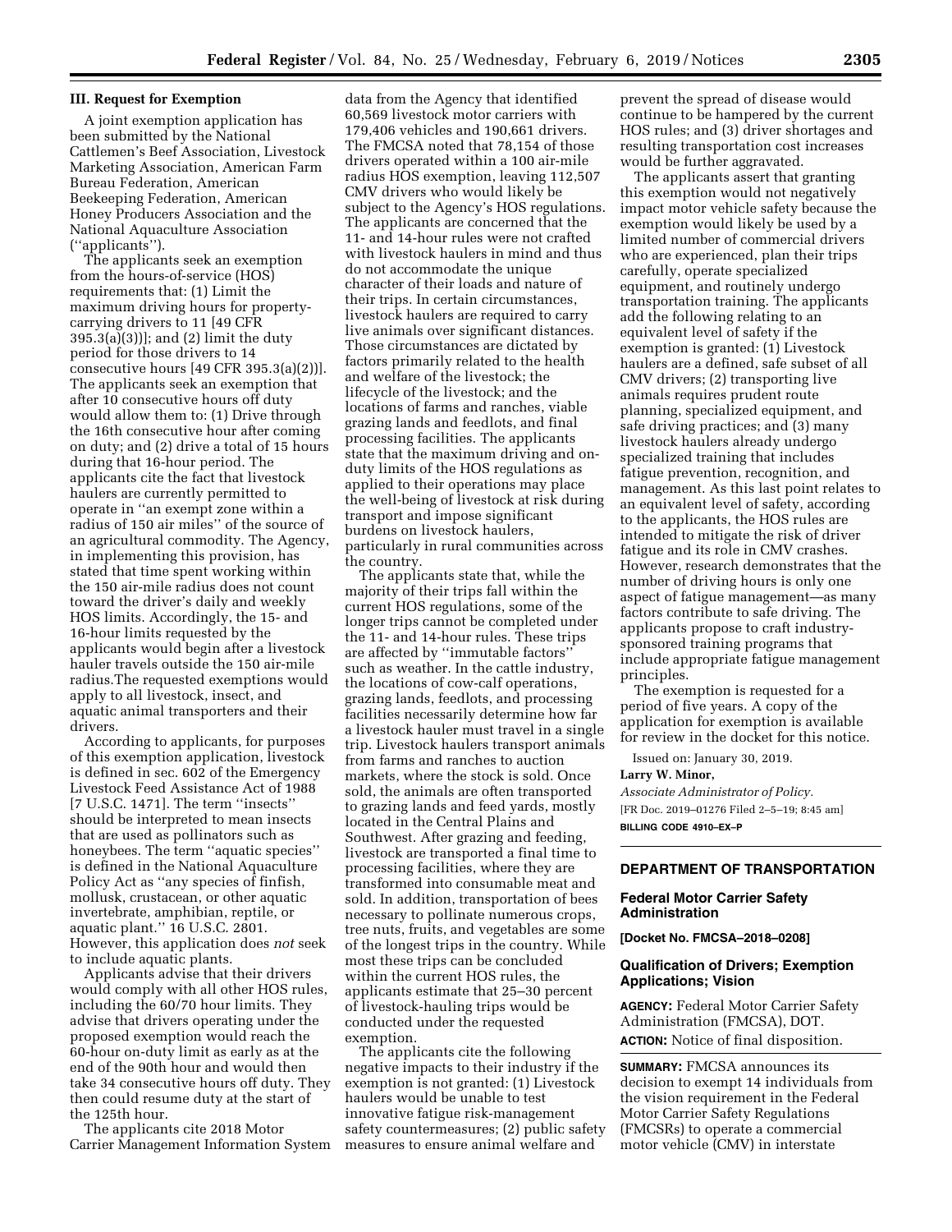## III. Request for Exemption

A joint exemption application has been submitted by the National Cattlemen's Beef Association, Livestock Marketing Association, American Farm Bureau Federation, American Beekeeping Federation, American Honey Producers Association and the National Aquaculture Association (''applicants'').

The applicants seek an exemption from the hours-of-service (HOS) requirements that: (1) Limit the maximum driving hours for property-carrying drivers to 11 [49 CFR 395.3(a)(3))]; and (2) limit the duty period for those drivers to 14 consecutive hours [49 CFR 395.3(a)(2))]. The applicants seek an exemption that after 10 consecutive hours off duty would allow them to: (1) Drive through the 16th consecutive hour after coming on duty; and (2) drive a total of 15 hours during that 16-hour period. The applicants cite the fact that livestock haulers are currently permitted to operate in ''an exempt zone within a radius of 150 air miles'' of the source of an agricultural commodity. The Agency, in implementing this provision, has stated that time spent working within the 150 air-mile radius does not count toward the driver's daily and weekly HOS limits. Accordingly, the 15- and 16-hour limits requested by the applicants would begin after a livestock hauler travels outside the 150 air-mile radius.The requested exemptions would apply to all livestock, insect, and aquatic animal transporters and their drivers.

According to applicants, for purposes of this exemption application, livestock is defined in sec. 602 of the Emergency Livestock Feed Assistance Act of 1988 [7 U.S.C. 1471]. The term ''insects'' should be interpreted to mean insects that are used as pollinators such as honeybees. The term ''aquatic species'' is defined in the National Aquaculture Policy Act as ''any species of finfish, mollusk, crustacean, or other aquatic invertebrate, amphibian, reptile, or aquatic plant.'' 16 U.S.C. 2801. However, this application does *not* seek to include aquatic plants.

Applicants advise that their drivers would comply with all other HOS rules, including the 60/70 hour limits. They advise that drivers operating under the proposed exemption would reach the 60-hour on-duty limit as early as at the end of the 90th hour and would then take 34 consecutive hours off duty. They then could resume duty at the start of the 125th hour.

The applicants cite 2018 Motor Carrier Management Information System data from the Agency that identified 60,569 livestock motor carriers with 179,406 vehicles and 190,661 drivers. The FMCSA noted that 78,154 of those drivers operated within a 100 air-mile radius HOS exemption, leaving 112,507 CMV drivers who would likely be subject to the Agency's HOS regulations. The applicants are concerned that the 11- and 14-hour rules were not crafted with livestock haulers in mind and thus do not accommodate the unique character of their loads and nature of their trips. In certain circumstances, livestock haulers are required to carry live animals over significant distances. Those circumstances are dictated by factors primarily related to the health and welfare of the livestock; the lifecycle of the livestock; and the locations of farms and ranches, viable grazing lands and feedlots, and final processing facilities. The applicants state that the maximum driving and on-duty limits of the HOS regulations as applied to their operations may place the well-being of livestock at risk during transport and impose significant burdens on livestock haulers, particularly in rural communities across the country.

The applicants state that, while the majority of their trips fall within the current HOS regulations, some of the longer trips cannot be completed under the 11- and 14-hour rules. These trips are affected by ''immutable factors'' such as weather. In the cattle industry, the locations of cow-calf operations, grazing lands, feedlots, and processing facilities necessarily determine how far a livestock hauler must travel in a single trip. Livestock haulers transport animals from farms and ranches to auction markets, where the stock is sold. Once sold, the animals are often transported to grazing lands and feed yards, mostly located in the Central Plains and Southwest. After grazing and feeding, livestock are transported a final time to processing facilities, where they are transformed into consumable meat and sold. In addition, transportation of bees necessary to pollinate numerous crops, tree nuts, fruits, and vegetables are some of the longest trips in the country. While most these trips can be concluded within the current HOS rules, the applicants estimate that 25–30 percent of livestock-hauling trips would be conducted under the requested exemption.

The applicants cite the following negative impacts to their industry if the exemption is not granted: (1) Livestock haulers would be unable to test innovative fatigue risk-management safety countermeasures; (2) public safety measures to ensure animal welfare and prevent the spread of disease would continue to be hampered by the current HOS rules; and (3) driver shortages and resulting transportation cost increases would be further aggravated.

The applicants assert that granting this exemption would not negatively impact motor vehicle safety because the exemption would likely be used by a limited number of commercial drivers who are experienced, plan their trips carefully, operate specialized equipment, and routinely undergo transportation training. The applicants add the following relating to an equivalent level of safety if the exemption is granted: (1) Livestock haulers are a defined, safe subset of all CMV drivers; (2) transporting live animals requires prudent route planning, specialized equipment, and safe driving practices; and (3) many livestock haulers already undergo specialized training that includes fatigue prevention, recognition, and management. As this last point relates to an equivalent level of safety, according to the applicants, the HOS rules are intended to mitigate the risk of driver fatigue and its role in CMV crashes. However, research demonstrates that the number of driving hours is only one aspect of fatigue management—as many factors contribute to safe driving. The applicants propose to craft industry-sponsored training programs that include appropriate fatigue management principles.

The exemption is requested for a period of five years. A copy of the application for exemption is available for review in the docket for this notice.

Issued on: January 30, 2019.

**Larry W. Minor,**

*Associate Administrator of Policy.*

[FR Doc. 2019–01276 Filed 2–5–19; 8:45 am]

**BILLING CODE 4910–EX–P**

---

## DEPARTMENT OF TRANSPORTATION

### Federal Motor Carrier Safety Administration

**[Docket No. FMCSA–2018–0208]**

### Qualification of Drivers; Exemption Applications; Vision

**AGENCY:** Federal Motor Carrier Safety Administration (FMCSA), DOT.

**ACTION:** Notice of final disposition.

**SUMMARY:** FMCSA announces its decision to exempt 14 individuals from the vision requirement in the Federal Motor Carrier Safety Regulations (FMCSRs) to operate a commercial motor vehicle (CMV) in interstate